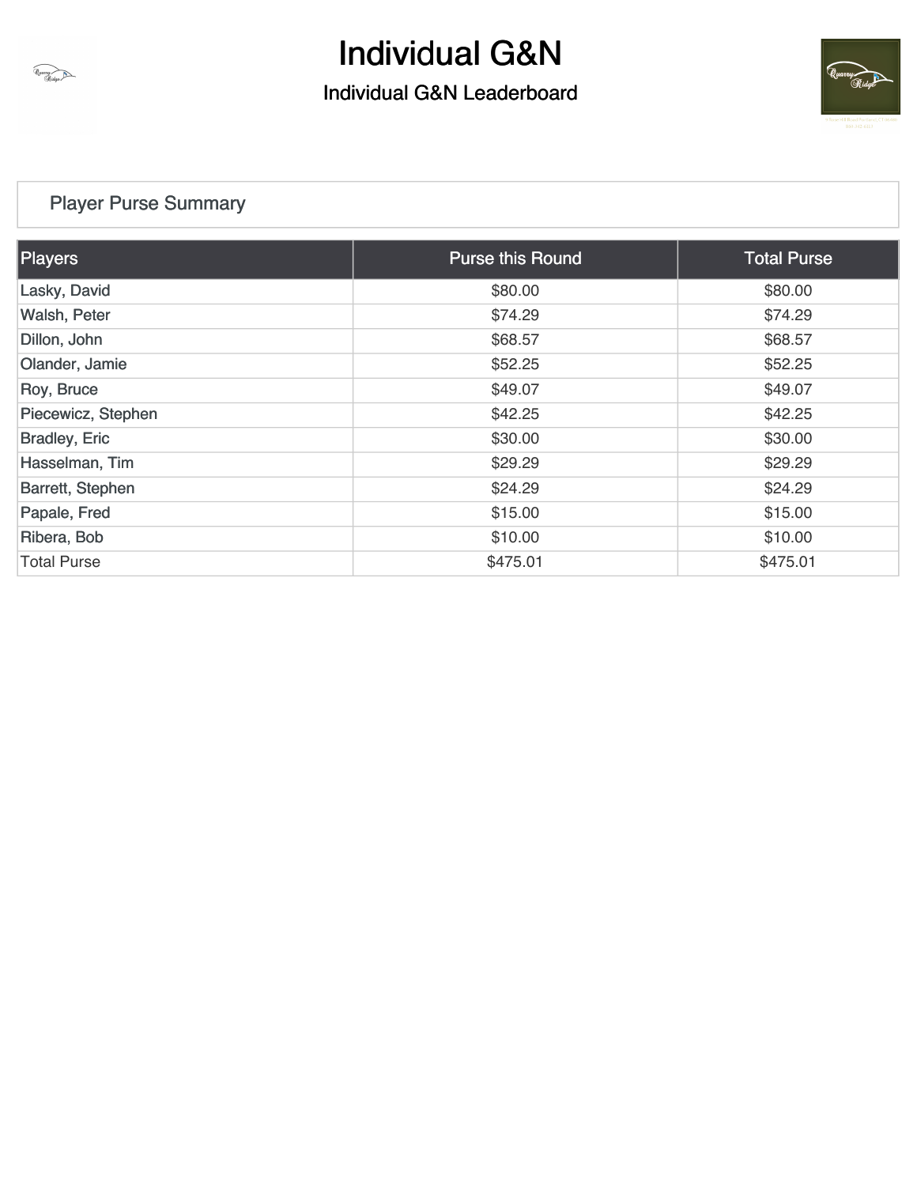# Individual G&N

## Individual G&N Leaderboard

### Player Purse Summary

| Players | Purse this Round | Total Purse |
|---|---|---|
| Lasky, David | $80.00 | $80.00 |
| Walsh, Peter | $74.29 | $74.29 |
| Dillon, John | $68.57 | $68.57 |
| Olander, Jamie | $52.25 | $52.25 |
| Roy, Bruce | $49.07 | $49.07 |
| Piecewicz, Stephen | $42.25 | $42.25 |
| Bradley, Eric | $30.00 | $30.00 |
| Hasselman, Tim | $29.29 | $29.29 |
| Barrett, Stephen | $24.29 | $24.29 |
| Papale, Fred | $15.00 | $15.00 |
| Ribera, Bob | $10.00 | $10.00 |
| Total Purse | $475.01 | $475.01 |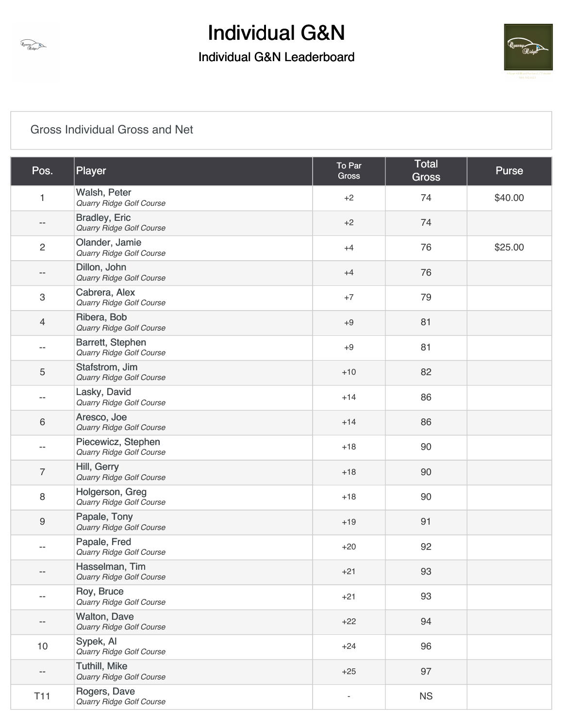# Individual G&N

## Individual G&N Leaderboard

Gross Individual Gross and Net

| Pos. | Player | To Par Gross | Total Gross | Purse |
|---|---|---|---|---|
| 1 | Walsh, Peter<br>*Quarry Ridge Golf Course* | +2 | 74 | $40.00 |
| -- | Bradley, Eric<br>*Quarry Ridge Golf Course* | +2 | 74 | |
| 2 | Olander, Jamie<br>*Quarry Ridge Golf Course* | +4 | 76 | $25.00 |
| -- | Dillon, John<br>*Quarry Ridge Golf Course* | +4 | 76 | |
| 3 | Cabrera, Alex<br>*Quarry Ridge Golf Course* | +7 | 79 | |
| 4 | Ribera, Bob<br>*Quarry Ridge Golf Course* | +9 | 81 | |
| -- | Barrett, Stephen<br>*Quarry Ridge Golf Course* | +9 | 81 | |
| 5 | Stafstrom, Jim<br>*Quarry Ridge Golf Course* | +10 | 82 | |
| -- | Lasky, David<br>*Quarry Ridge Golf Course* | +14 | 86 | |
| 6 | Aresco, Joe<br>*Quarry Ridge Golf Course* | +14 | 86 | |
| -- | Piecewicz, Stephen<br>*Quarry Ridge Golf Course* | +18 | 90 | |
| 7 | Hill, Gerry<br>*Quarry Ridge Golf Course* | +18 | 90 | |
| 8 | Holgerson, Greg<br>*Quarry Ridge Golf Course* | +18 | 90 | |
| 9 | Papale, Tony<br>*Quarry Ridge Golf Course* | +19 | 91 | |
| -- | Papale, Fred<br>*Quarry Ridge Golf Course* | +20 | 92 | |
| -- | Hasselman, Tim<br>*Quarry Ridge Golf Course* | +21 | 93 | |
| -- | Roy, Bruce<br>*Quarry Ridge Golf Course* | +21 | 93 | |
| -- | Walton, Dave<br>*Quarry Ridge Golf Course* | +22 | 94 | |
| 10 | Sypek, Al<br>*Quarry Ridge Golf Course* | +24 | 96 | |
| -- | Tuthill, Mike<br>*Quarry Ridge Golf Course* | +25 | 97 | |
| T11 | Rogers, Dave<br>*Quarry Ridge Golf Course* | - | NS | |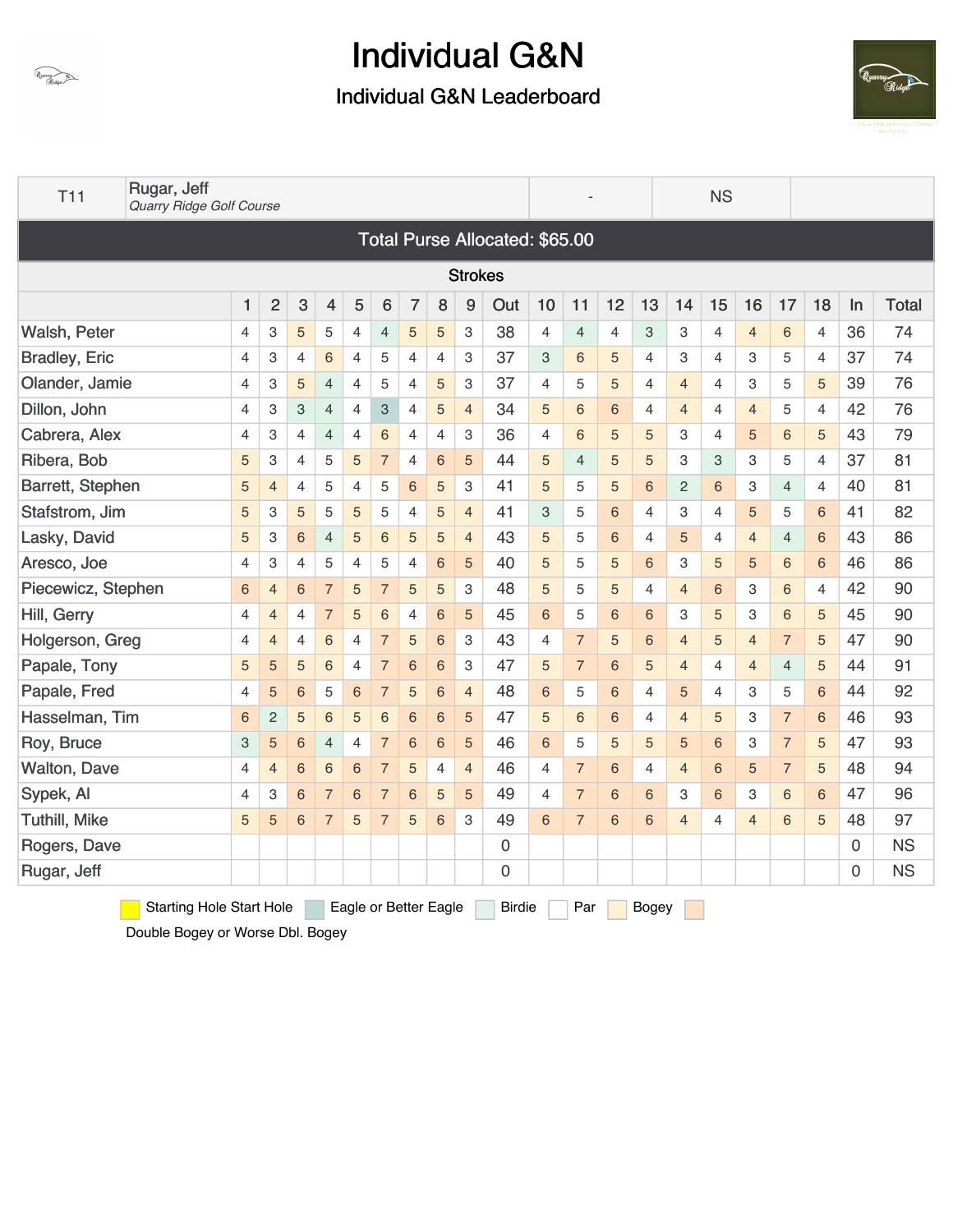# Individual G&N

## Individual G&N Leaderboard

| T11 | Rugar, Jeff *Quarry Ridge Golf Course* | - | NS | |
|---|---|---|---|---|

**Total Purse Allocated: $65.00**

**Strokes**

| | 1 | 2 | 3 | 4 | 5 | 6 | 7 | 8 | 9 | Out | 10 | 11 | 12 | 13 | 14 | 15 | 16 | 17 | 18 | In | Total |
|---|---|---|---|---|---|---|---|---|---|---|---|---|---|---|---|---|---|---|---|---|---|
| Walsh, Peter | 4 | 3 | 5 | 5 | 4 | 4 | 5 | 5 | 3 | 38 | 4 | 4 | 4 | 3 | 3 | 4 | 4 | 6 | 4 | 36 | 74 |
| Bradley, Eric | 4 | 3 | 4 | 6 | 4 | 5 | 4 | 4 | 3 | 37 | 3 | 6 | 5 | 4 | 3 | 4 | 3 | 5 | 4 | 37 | 74 |
| Olander, Jamie | 4 | 3 | 5 | 4 | 4 | 5 | 4 | 5 | 3 | 37 | 4 | 5 | 5 | 4 | 4 | 4 | 3 | 5 | 5 | 39 | 76 |
| Dillon, John | 4 | 3 | 3 | 4 | 4 | 3 | 4 | 5 | 4 | 34 | 5 | 6 | 6 | 4 | 4 | 4 | 4 | 5 | 4 | 42 | 76 |
| Cabrera, Alex | 4 | 3 | 4 | 4 | 4 | 6 | 4 | 4 | 3 | 36 | 4 | 6 | 5 | 5 | 3 | 4 | 5 | 6 | 5 | 43 | 79 |
| Ribera, Bob | 5 | 3 | 4 | 5 | 5 | 7 | 4 | 6 | 5 | 44 | 5 | 4 | 5 | 5 | 3 | 3 | 3 | 5 | 4 | 37 | 81 |
| Barrett, Stephen | 5 | 4 | 4 | 5 | 4 | 5 | 6 | 5 | 3 | 41 | 5 | 5 | 5 | 6 | 2 | 6 | 3 | 4 | 4 | 40 | 81 |
| Stafstrom, Jim | 5 | 3 | 5 | 5 | 5 | 5 | 4 | 5 | 4 | 41 | 3 | 5 | 6 | 4 | 3 | 4 | 5 | 5 | 6 | 41 | 82 |
| Lasky, David | 5 | 3 | 6 | 4 | 5 | 6 | 5 | 5 | 4 | 43 | 5 | 5 | 6 | 4 | 5 | 4 | 4 | 4 | 6 | 43 | 86 |
| Aresco, Joe | 4 | 3 | 4 | 5 | 4 | 5 | 4 | 6 | 5 | 40 | 5 | 5 | 5 | 6 | 3 | 5 | 5 | 6 | 6 | 46 | 86 |
| Piecewicz, Stephen | 6 | 4 | 6 | 7 | 5 | 7 | 5 | 5 | 3 | 48 | 5 | 5 | 5 | 4 | 4 | 6 | 3 | 6 | 4 | 42 | 90 |
| Hill, Gerry | 4 | 4 | 4 | 7 | 5 | 6 | 4 | 6 | 5 | 45 | 6 | 5 | 6 | 6 | 3 | 5 | 3 | 6 | 5 | 45 | 90 |
| Holgerson, Greg | 4 | 4 | 4 | 6 | 4 | 7 | 5 | 6 | 3 | 43 | 4 | 7 | 5 | 6 | 4 | 5 | 4 | 7 | 5 | 47 | 90 |
| Papale, Tony | 5 | 5 | 5 | 6 | 4 | 7 | 6 | 6 | 3 | 47 | 5 | 7 | 6 | 5 | 4 | 4 | 4 | 4 | 5 | 44 | 91 |
| Papale, Fred | 4 | 5 | 6 | 5 | 6 | 7 | 5 | 6 | 4 | 48 | 6 | 5 | 6 | 4 | 5 | 4 | 3 | 5 | 6 | 44 | 92 |
| Hasselman, Tim | 6 | 2 | 5 | 6 | 5 | 6 | 6 | 6 | 5 | 47 | 5 | 6 | 6 | 4 | 4 | 5 | 3 | 7 | 6 | 46 | 93 |
| Roy, Bruce | 3 | 5 | 6 | 4 | 4 | 7 | 6 | 6 | 5 | 46 | 6 | 5 | 5 | 5 | 5 | 6 | 3 | 7 | 5 | 47 | 93 |
| Walton, Dave | 4 | 4 | 6 | 6 | 6 | 7 | 5 | 4 | 4 | 46 | 4 | 7 | 6 | 4 | 4 | 6 | 5 | 7 | 5 | 48 | 94 |
| Sypek, Al | 4 | 3 | 6 | 7 | 6 | 7 | 6 | 5 | 5 | 49 | 4 | 7 | 6 | 6 | 3 | 6 | 3 | 6 | 6 | 47 | 96 |
| Tuthill, Mike | 5 | 5 | 6 | 7 | 5 | 7 | 5 | 6 | 3 | 49 | 6 | 7 | 6 | 6 | 4 | 4 | 4 | 6 | 5 | 48 | 97 |
| Rogers, Dave | | | | | | | | | | 0 | | | | | | | | | | 0 | NS |
| Rugar, Jeff | | | | | | | | | | 0 | | | | | | | | | | 0 | NS |

Starting Hole Start Hole | Eagle or Better Eagle | Birdie | Par | Bogey | Double Bogey or Worse Dbl. Bogey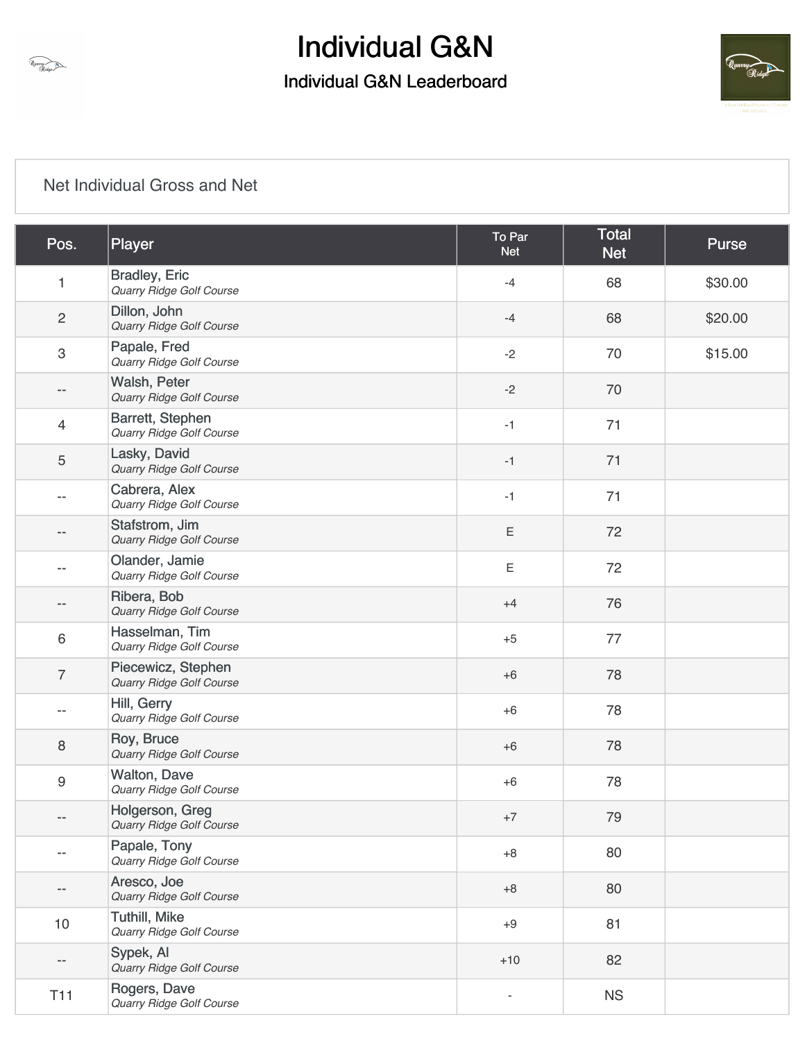# Individual G&N

## Individual G&N Leaderboard

Net Individual Gross and Net

| Pos. | Player | To Par Net | Total Net | Purse |
|---|---|---|---|---|
| 1 | Bradley, Eric<br>*Quarry Ridge Golf Course* | -4 | 68 | $30.00 |
| 2 | Dillon, John<br>*Quarry Ridge Golf Course* | -4 | 68 | $20.00 |
| 3 | Papale, Fred<br>*Quarry Ridge Golf Course* | -2 | 70 | $15.00 |
| -- | Walsh, Peter<br>*Quarry Ridge Golf Course* | -2 | 70 | |
| 4 | Barrett, Stephen<br>*Quarry Ridge Golf Course* | -1 | 71 | |
| 5 | Lasky, David<br>*Quarry Ridge Golf Course* | -1 | 71 | |
| -- | Cabrera, Alex<br>*Quarry Ridge Golf Course* | -1 | 71 | |
| -- | Stafstrom, Jim<br>*Quarry Ridge Golf Course* | E | 72 | |
| -- | Olander, Jamie<br>*Quarry Ridge Golf Course* | E | 72 | |
| -- | Ribera, Bob<br>*Quarry Ridge Golf Course* | +4 | 76 | |
| 6 | Hasselman, Tim<br>*Quarry Ridge Golf Course* | +5 | 77 | |
| 7 | Piecewicz, Stephen<br>*Quarry Ridge Golf Course* | +6 | 78 | |
| -- | Hill, Gerry<br>*Quarry Ridge Golf Course* | +6 | 78 | |
| 8 | Roy, Bruce<br>*Quarry Ridge Golf Course* | +6 | 78 | |
| 9 | Walton, Dave<br>*Quarry Ridge Golf Course* | +6 | 78 | |
| -- | Holgerson, Greg<br>*Quarry Ridge Golf Course* | +7 | 79 | |
| -- | Papale, Tony<br>*Quarry Ridge Golf Course* | +8 | 80 | |
| -- | Aresco, Joe<br>*Quarry Ridge Golf Course* | +8 | 80 | |
| 10 | Tuthill, Mike<br>*Quarry Ridge Golf Course* | +9 | 81 | |
| -- | Sypek, Al<br>*Quarry Ridge Golf Course* | +10 | 82 | |
| T11 | Rogers, Dave<br>*Quarry Ridge Golf Course* | - | NS | |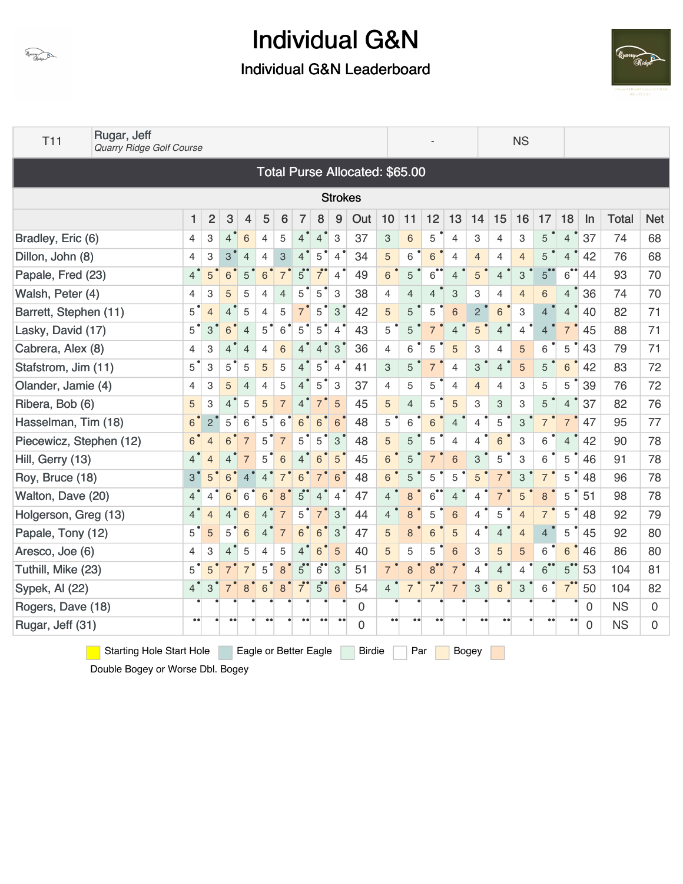# Individual G&N

## Individual G&N Leaderboard

| T11 | Rugar, Jeff *Quarry Ridge Golf Course* | - | NS | |
|---|---|---|---|---|

**Total Purse Allocated: $65.00**

**Strokes**

| | 1 | 2 | 3 | 4 | 5 | 6 | 7 | 8 | 9 | Out | 10 | 11 | 12 | 13 | 14 | 15 | 16 | 17 | 18 | In | Total | Net |
|---|---|---|---|---|---|---|---|---|---|---|---|---|---|---|---|---|---|---|---|---|---|---|
| Bradley, Eric (6) | 4 | 3 | 4 | 6 | 4 | 5 | 4 | 4 | 3 | 37 | 3 | 6 | 5 | 4 | 3 | 4 | 3 | 5 | 4 | 37 | 74 | 68 |
| Dillon, John (8) | 4 | 3 | 3 | 4 | 4 | 3 | 4 | 5 | 4 | 34 | 5 | 6 | 6 | 4 | 4 | 4 | 4 | 5 | 4 | 42 | 76 | 68 |
| Papale, Fred (23) | 4 | 5 | 6 | 5 | 6 | 7 | 5 | 7 | 4 | 49 | 6 | 5 | 6 | 4 | 5 | 4 | 3 | 5 | 6 | 44 | 93 | 70 |
| Walsh, Peter (4) | 4 | 3 | 5 | 5 | 4 | 4 | 5 | 5 | 3 | 38 | 4 | 4 | 4 | 3 | 3 | 4 | 4 | 6 | 4 | 36 | 74 | 70 |
| Barrett, Stephen (11) | 5 | 4 | 4 | 5 | 4 | 5 | 7 | 5 | 3 | 42 | 5 | 5 | 5 | 6 | 2 | 6 | 3 | 4 | 4 | 40 | 82 | 71 |
| Lasky, David (17) | 5 | 3 | 6 | 4 | 5 | 6 | 5 | 5 | 4 | 43 | 5 | 5 | 7 | 4 | 5 | 4 | 4 | 4 | 7 | 45 | 88 | 71 |
| Cabrera, Alex (8) | 4 | 3 | 4 | 4 | 4 | 6 | 4 | 4 | 3 | 36 | 4 | 6 | 5 | 5 | 3 | 4 | 5 | 6 | 5 | 43 | 79 | 71 |
| Stafstrom, Jim (11) | 5 | 3 | 5 | 5 | 5 | 5 | 4 | 5 | 4 | 41 | 3 | 5 | 7 | 4 | 3 | 4 | 5 | 5 | 6 | 42 | 83 | 72 |
| Olander, Jamie (4) | 4 | 3 | 5 | 4 | 4 | 5 | 4 | 5 | 3 | 37 | 4 | 5 | 5 | 4 | 4 | 4 | 3 | 5 | 5 | 39 | 76 | 72 |
| Ribera, Bob (6) | 5 | 3 | 4 | 5 | 5 | 7 | 4 | 7 | 5 | 45 | 5 | 4 | 5 | 5 | 3 | 3 | 3 | 5 | 4 | 37 | 82 | 76 |
| Hasselman, Tim (18) | 6 | 2 | 5 | 6 | 5 | 6 | 6 | 6 | 6 | 48 | 5 | 6 | 6 | 4 | 4 | 5 | 3 | 7 | 7 | 47 | 95 | 77 |
| Piecewicz, Stephen (12) | 6 | 4 | 6 | 7 | 5 | 7 | 5 | 5 | 3 | 48 | 5 | 5 | 5 | 4 | 4 | 6 | 3 | 6 | 4 | 42 | 90 | 78 |
| Hill, Gerry (13) | 4 | 4 | 4 | 7 | 5 | 6 | 4 | 6 | 5 | 45 | 6 | 5 | 7 | 6 | 3 | 5 | 3 | 6 | 5 | 46 | 91 | 78 |
| Roy, Bruce (18) | 3 | 5 | 6 | 4 | 4 | 7 | 6 | 7 | 6 | 48 | 6 | 5 | 5 | 5 | 5 | 7 | 3 | 7 | 5 | 48 | 96 | 78 |
| Walton, Dave (20) | 4 | 4 | 6 | 6 | 6 | 8 | 5 | 4 | 4 | 47 | 4 | 8 | 6 | 4 | 4 | 7 | 5 | 8 | 5 | 51 | 98 | 78 |
| Holgerson, Greg (13) | 4 | 4 | 4 | 6 | 4 | 7 | 5 | 7 | 3 | 44 | 4 | 8 | 5 | 6 | 4 | 5 | 4 | 7 | 5 | 48 | 92 | 79 |
| Papale, Tony (12) | 5 | 5 | 5 | 6 | 4 | 7 | 6 | 6 | 3 | 47 | 5 | 8 | 6 | 5 | 4 | 4 | 4 | 4 | 5 | 45 | 92 | 80 |
| Aresco, Joe (6) | 4 | 3 | 4 | 5 | 4 | 5 | 4 | 6 | 5 | 40 | 5 | 5 | 5 | 6 | 3 | 5 | 5 | 6 | 6 | 46 | 86 | 80 |
| Tuthill, Mike (23) | 5 | 5 | 7 | 7 | 5 | 8 | 5 | 6 | 3 | 51 | 7 | 8 | 8 | 7 | 4 | 4 | 4 | 6 | 5 | 53 | 104 | 81 |
| Sypek, Al (22) | 4 | 3 | 7 | 8 | 6 | 8 | 7 | 5 | 6 | 54 | 4 | 7 | 7 | 7 | 3 | 6 | 3 | 6 | 7 | 50 | 104 | 82 |
| Rogers, Dave (18) | | | | | | | | | | 0 | | | | | | | | | | 0 | NS | 0 |
| Rugar, Jeff (31) | | | | | | | | | | 0 | | | | | | | | | | 0 | NS | 0 |

Starting Hole Start Hole | Eagle or Better Eagle | Birdie | Par | Bogey | Double Bogey or Worse Dbl. Bogey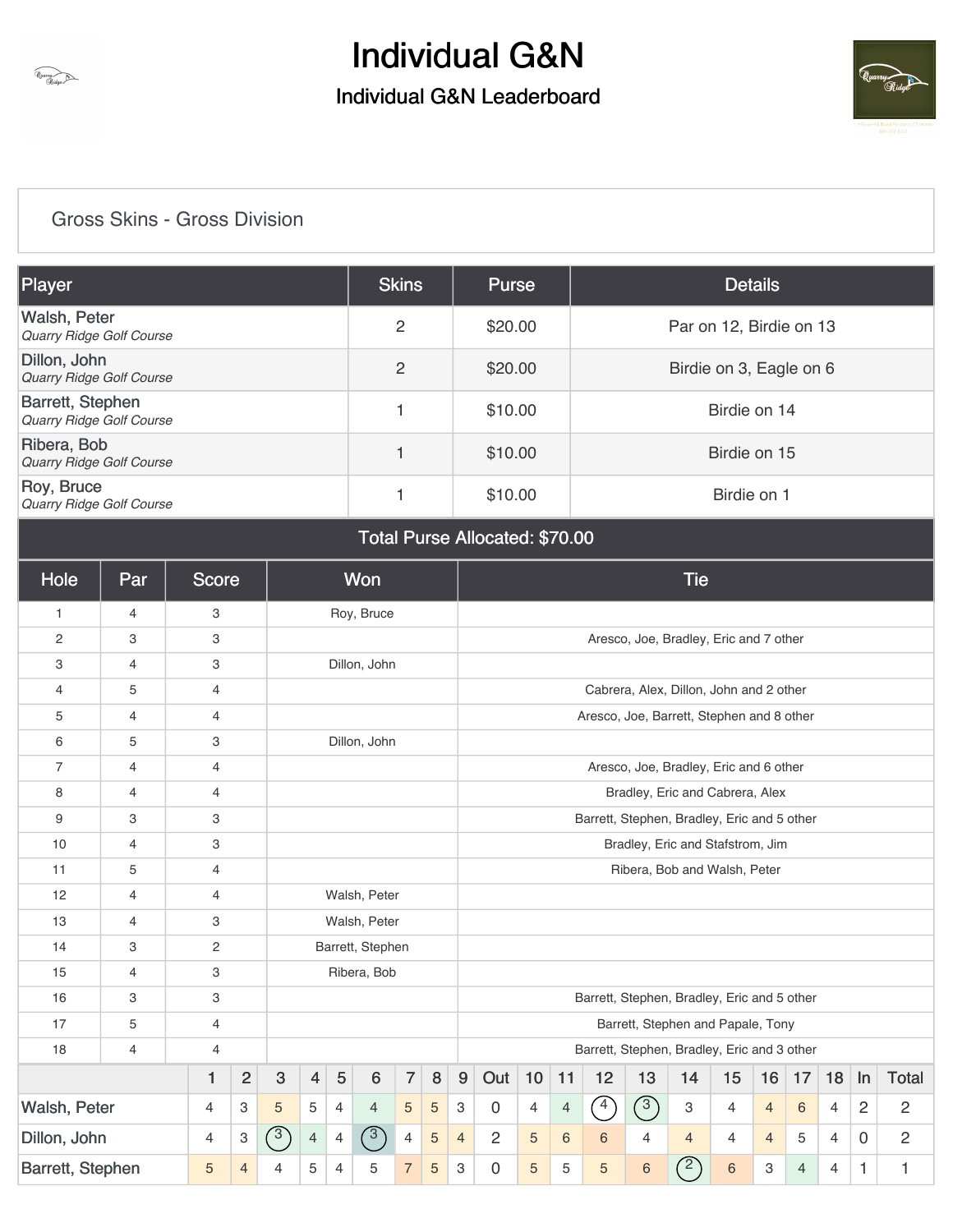# Individual G&N

## Individual G&N Leaderboard

### Gross Skins - Gross Division

| Player | Skins | Purse | Details |
|---|---|---|---|
| Walsh, Peter<br>*Quarry Ridge Golf Course* | 2 | $20.00 | Par on 12, Birdie on 13 |
| Dillon, John<br>*Quarry Ridge Golf Course* | 2 | $20.00 | Birdie on 3, Eagle on 6 |
| Barrett, Stephen<br>*Quarry Ridge Golf Course* | 1 | $10.00 | Birdie on 14 |
| Ribera, Bob<br>*Quarry Ridge Golf Course* | 1 | $10.00 | Birdie on 15 |
| Roy, Bruce<br>*Quarry Ridge Golf Course* | 1 | $10.00 | Birdie on 1 |

**Total Purse Allocated: $70.00**

| Hole | Par | Score | Won | Tie |
|---|---|---|---|---|
| 1 | 4 | 3 | Roy, Bruce | |
| 2 | 3 | 3 | | Aresco, Joe, Bradley, Eric and 7 other |
| 3 | 4 | 3 | Dillon, John | |
| 4 | 5 | 4 | | Cabrera, Alex, Dillon, John and 2 other |
| 5 | 4 | 4 | | Aresco, Joe, Barrett, Stephen and 8 other |
| 6 | 5 | 3 | Dillon, John | |
| 7 | 4 | 4 | | Aresco, Joe, Bradley, Eric and 6 other |
| 8 | 4 | 4 | | Bradley, Eric and Cabrera, Alex |
| 9 | 3 | 3 | | Barrett, Stephen, Bradley, Eric and 5 other |
| 10 | 4 | 3 | | Bradley, Eric and Stafstrom, Jim |
| 11 | 5 | 4 | | Ribera, Bob and Walsh, Peter |
| 12 | 4 | 4 | Walsh, Peter | |
| 13 | 4 | 3 | Walsh, Peter | |
| 14 | 3 | 2 | Barrett, Stephen | |
| 15 | 4 | 3 | Ribera, Bob | |
| 16 | 3 | 3 | | Barrett, Stephen, Bradley, Eric and 5 other |
| 17 | 5 | 4 | | Barrett, Stephen and Papale, Tony |
| 18 | 4 | 4 | | Barrett, Stephen, Bradley, Eric and 3 other |

| | 1 | 2 | 3 | 4 | 5 | 6 | 7 | 8 | 9 | Out | 10 | 11 | 12 | 13 | 14 | 15 | 16 | 17 | 18 | In | Total |
|---|---|---|---|---|---|---|---|---|---|---|---|---|---|---|---|---|---|---|---|---|---|
| Walsh, Peter | 4 | 3 | 5 | 5 | 4 | 4 | 5 | 5 | 3 | 0 | 4 | 4 | 4 | 3 | 3 | 4 | 4 | 6 | 4 | 2 | 2 |
| Dillon, John | 4 | 3 | 3 | 4 | 4 | 3 | 4 | 5 | 4 | 2 | 5 | 6 | 6 | 4 | 4 | 4 | 4 | 5 | 4 | 0 | 2 |
| Barrett, Stephen | 5 | 4 | 4 | 5 | 4 | 5 | 7 | 5 | 3 | 0 | 5 | 5 | 5 | 6 | 2 | 6 | 3 | 4 | 4 | 1 | 1 |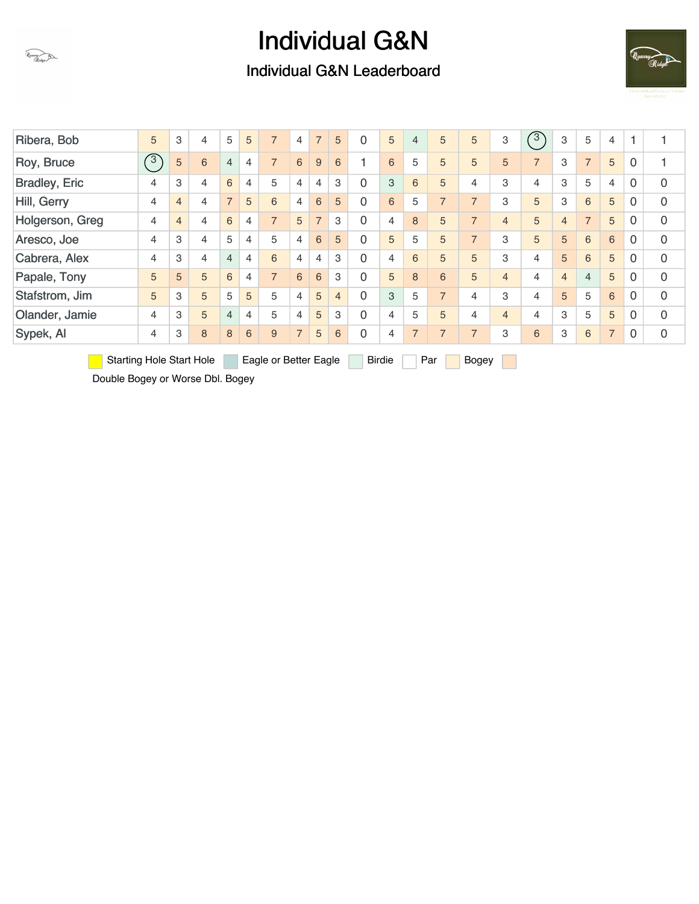# Individual G&N

## Individual G&N Leaderboard

| | | | | | | | | | | | | | | | | | | | | | |
|---|---|---|---|---|---|---|---|---|---|---|---|---|---|---|---|---|---|---|---|---|---|
| Ribera, Bob | 5 | 3 | 4 | 5 | 5 | 7 | 4 | 7 | 5 | 0 | 5 | 4 | 5 | 5 | 3 | 3 | 3 | 5 | 4 | 1 | 1 |
| Roy, Bruce | 3 | 5 | 6 | 4 | 4 | 7 | 6 | 9 | 6 | 1 | 6 | 5 | 5 | 5 | 5 | 7 | 3 | 7 | 5 | 0 | 1 |
| Bradley, Eric | 4 | 3 | 4 | 6 | 4 | 5 | 4 | 4 | 3 | 0 | 3 | 6 | 5 | 4 | 3 | 4 | 3 | 5 | 4 | 0 | 0 |
| Hill, Gerry | 4 | 4 | 4 | 7 | 5 | 6 | 4 | 6 | 5 | 0 | 6 | 5 | 7 | 7 | 3 | 5 | 3 | 6 | 5 | 0 | 0 |
| Holgerson, Greg | 4 | 4 | 4 | 6 | 4 | 7 | 5 | 7 | 3 | 0 | 4 | 8 | 5 | 7 | 4 | 5 | 4 | 7 | 5 | 0 | 0 |
| Aresco, Joe | 4 | 3 | 4 | 5 | 4 | 5 | 4 | 6 | 5 | 0 | 5 | 5 | 5 | 7 | 3 | 5 | 5 | 6 | 6 | 0 | 0 |
| Cabrera, Alex | 4 | 3 | 4 | 4 | 4 | 6 | 4 | 4 | 3 | 0 | 4 | 6 | 5 | 5 | 3 | 4 | 5 | 6 | 5 | 0 | 0 |
| Papale, Tony | 5 | 5 | 5 | 6 | 4 | 7 | 6 | 6 | 3 | 0 | 5 | 8 | 6 | 5 | 4 | 4 | 4 | 4 | 5 | 0 | 0 |
| Stafstrom, Jim | 5 | 3 | 5 | 5 | 5 | 5 | 4 | 5 | 4 | 0 | 3 | 5 | 7 | 4 | 3 | 4 | 5 | 5 | 6 | 0 | 0 |
| Olander, Jamie | 4 | 3 | 5 | 4 | 4 | 5 | 4 | 5 | 3 | 0 | 4 | 5 | 5 | 4 | 4 | 4 | 3 | 5 | 5 | 0 | 0 |
| Sypek, Al | 4 | 3 | 8 | 8 | 6 | 9 | 7 | 5 | 6 | 0 | 4 | 7 | 7 | 7 | 3 | 6 | 3 | 6 | 7 | 0 | 0 |

Starting Hole Start Hole | Eagle or Better Eagle | Birdie | Par | Bogey | Double Bogey or Worse Dbl. Bogey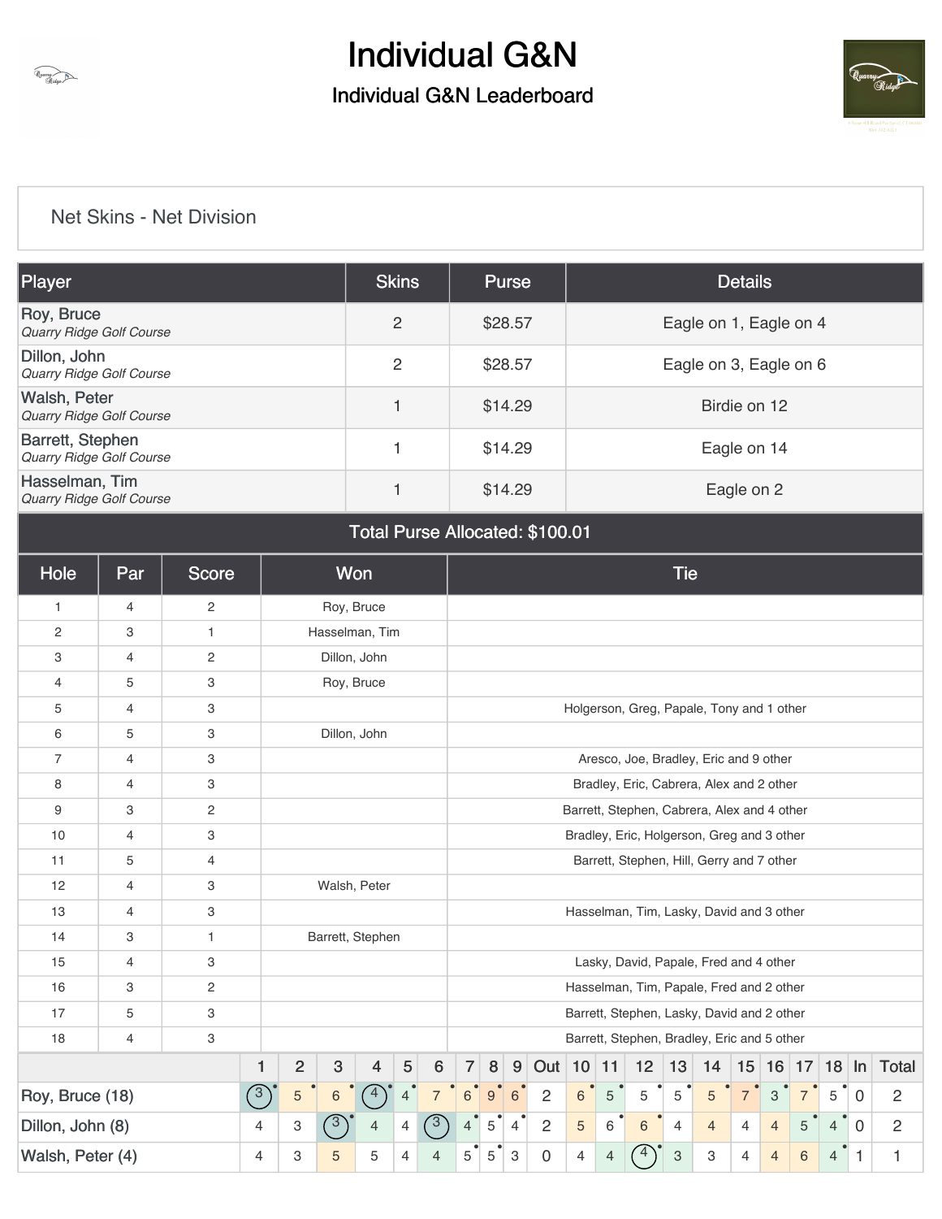# Individual G&N

## Individual G&N Leaderboard

### Net Skins - Net Division

| Player | Skins | Purse | Details |
|---|---|---|---|
| Roy, Bruce<br>*Quarry Ridge Golf Course* | 2 | $28.57 | Eagle on 1, Eagle on 4 |
| Dillon, John<br>*Quarry Ridge Golf Course* | 2 | $28.57 | Eagle on 3, Eagle on 6 |
| Walsh, Peter<br>*Quarry Ridge Golf Course* | 1 | $14.29 | Birdie on 12 |
| Barrett, Stephen<br>*Quarry Ridge Golf Course* | 1 | $14.29 | Eagle on 14 |
| Hasselman, Tim<br>*Quarry Ridge Golf Course* | 1 | $14.29 | Eagle on 2 |

**Total Purse Allocated: $100.01**

| Hole | Par | Score | Won | Tie |
|---|---|---|---|---|
| 1 | 4 | 2 | Roy, Bruce | |
| 2 | 3 | 1 | Hasselman, Tim | |
| 3 | 4 | 2 | Dillon, John | |
| 4 | 5 | 3 | Roy, Bruce | |
| 5 | 4 | 3 | | Holgerson, Greg, Papale, Tony and 1 other |
| 6 | 5 | 3 | Dillon, John | |
| 7 | 4 | 3 | | Aresco, Joe, Bradley, Eric and 9 other |
| 8 | 4 | 3 | | Bradley, Eric, Cabrera, Alex and 2 other |
| 9 | 3 | 2 | | Barrett, Stephen, Cabrera, Alex and 4 other |
| 10 | 4 | 3 | | Bradley, Eric, Holgerson, Greg and 3 other |
| 11 | 5 | 4 | | Barrett, Stephen, Hill, Gerry and 7 other |
| 12 | 4 | 3 | Walsh, Peter | |
| 13 | 4 | 3 | | Hasselman, Tim, Lasky, David and 3 other |
| 14 | 3 | 1 | Barrett, Stephen | |
| 15 | 4 | 3 | | Lasky, David, Papale, Fred and 4 other |
| 16 | 3 | 2 | | Hasselman, Tim, Papale, Fred and 2 other |
| 17 | 5 | 3 | | Barrett, Stephen, Lasky, David and 2 other |
| 18 | 4 | 3 | | Barrett, Stephen, Bradley, Eric and 5 other |

| | 1 | 2 | 3 | 4 | 5 | 6 | 7 | 8 | 9 | Out | 10 | 11 | 12 | 13 | 14 | 15 | 16 | 17 | 18 | In | Total |
|---|---|---|---|---|---|---|---|---|---|---|---|---|---|---|---|---|---|---|---|---|---|
| Roy, Bruce (18) | 3 | 5 | 6 | 4 | 4 | 7 | 6 | 9 | 6 | 2 | 6 | 5 | 5 | 5 | 5 | 7 | 3 | 7 | 5 | 0 | 2 |
| Dillon, John (8) | 4 | 3 | 3 | 4 | 4 | 3 | 4 | 5 | 4 | 2 | 5 | 6 | 6 | 4 | 4 | 4 | 4 | 5 | 4 | 0 | 2 |
| Walsh, Peter (4) | 4 | 3 | 5 | 5 | 4 | 4 | 5 | 5 | 3 | 0 | 4 | 4 | 4 | 3 | 3 | 4 | 4 | 6 | 4 | 1 | 1 |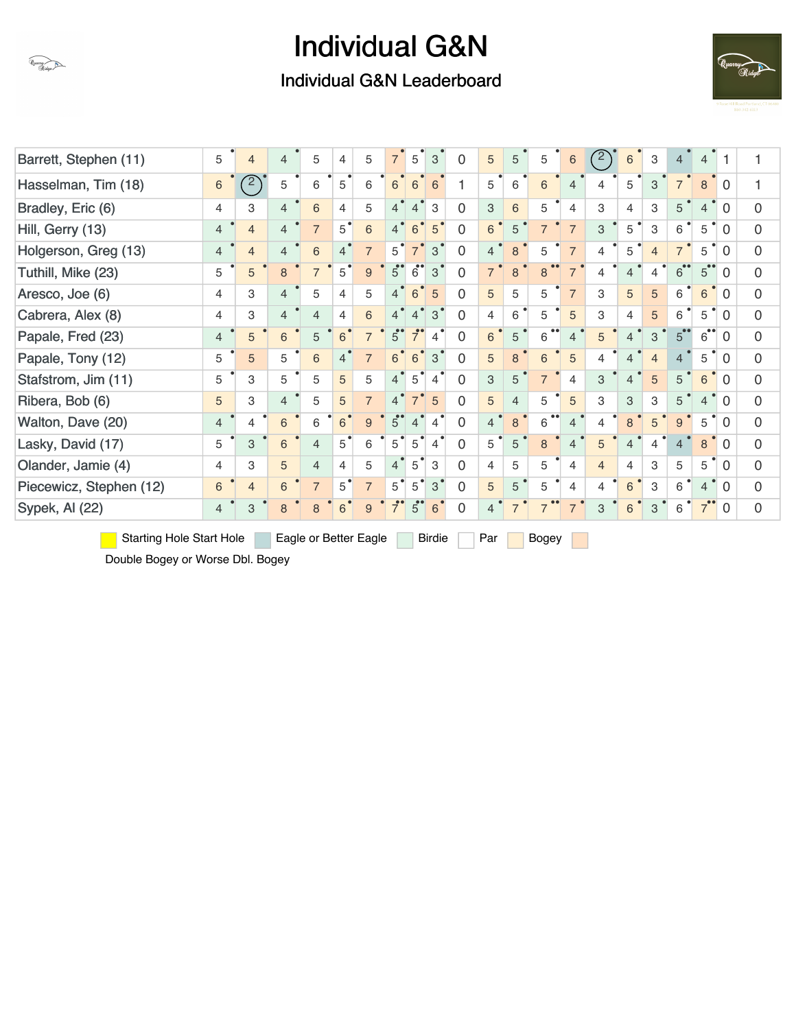# Individual G&N

## Individual G&N Leaderboard

| Player | | | | | | | | | | | | | | | | | | | | | |
|---|---|---|---|---|---|---|---|---|---|---|---|---|---|---|---|---|---|---|---|---|---|
| Barrett, Stephen (11) | 5 | 4 | 4 | 5 | 4 | 5 | 7 | 5 | 3 | 0 | 5 | 5 | 5 | 6 | 2 | 6 | 3 | 4 | 4 | 1 | 1 |
| Hasselman, Tim (18) | 6 | 2 | 5 | 6 | 5 | 6 | 6 | 6 | 6 | 1 | 5 | 6 | 6 | 4 | 4 | 5 | 3 | 7 | 8 | 0 | 1 |
| Bradley, Eric (6) | 4 | 3 | 4 | 6 | 4 | 5 | 4 | 4 | 3 | 0 | 3 | 6 | 5 | 4 | 3 | 4 | 3 | 5 | 4 | 0 | 0 |
| Hill, Gerry (13) | 4 | 4 | 4 | 7 | 5 | 6 | 4 | 6 | 5 | 0 | 6 | 5 | 7 | 7 | 3 | 5 | 3 | 6 | 5 | 0 | 0 |
| Holgerson, Greg (13) | 4 | 4 | 4 | 6 | 4 | 7 | 5 | 7 | 3 | 0 | 4 | 8 | 5 | 7 | 4 | 5 | 4 | 7 | 5 | 0 | 0 |
| Tuthill, Mike (23) | 5 | 5 | 8 | 7 | 5 | 9 | 5 | 6 | 3 | 0 | 7 | 8 | 8 | 7 | 4 | 4 | 4 | 6 | 5 | 0 | 0 |
| Aresco, Joe (6) | 4 | 3 | 4 | 5 | 4 | 5 | 4 | 6 | 5 | 0 | 5 | 5 | 5 | 7 | 3 | 5 | 5 | 6 | 6 | 0 | 0 |
| Cabrera, Alex (8) | 4 | 3 | 4 | 4 | 4 | 6 | 4 | 4 | 3 | 0 | 4 | 6 | 5 | 5 | 3 | 4 | 5 | 6 | 5 | 0 | 0 |
| Papale, Fred (23) | 4 | 5 | 6 | 5 | 6 | 7 | 5 | 7 | 4 | 0 | 6 | 5 | 6 | 4 | 5 | 4 | 3 | 5 | 6 | 0 | 0 |
| Papale, Tony (12) | 5 | 5 | 5 | 6 | 4 | 7 | 6 | 6 | 3 | 0 | 5 | 8 | 6 | 5 | 4 | 4 | 4 | 4 | 5 | 0 | 0 |
| Stafstrom, Jim (11) | 5 | 3 | 5 | 5 | 5 | 5 | 4 | 5 | 4 | 0 | 3 | 5 | 7 | 4 | 3 | 4 | 5 | 5 | 6 | 0 | 0 |
| Ribera, Bob (6) | 5 | 3 | 4 | 5 | 5 | 7 | 4 | 7 | 5 | 0 | 5 | 4 | 5 | 5 | 3 | 3 | 3 | 5 | 4 | 0 | 0 |
| Walton, Dave (20) | 4 | 4 | 6 | 6 | 6 | 9 | 5 | 4 | 4 | 0 | 4 | 8 | 6 | 4 | 4 | 8 | 5 | 9 | 5 | 0 | 0 |
| Lasky, David (17) | 5 | 3 | 6 | 4 | 5 | 6 | 5 | 5 | 4 | 0 | 5 | 5 | 8 | 4 | 5 | 4 | 4 | 4 | 8 | 0 | 0 |
| Olander, Jamie (4) | 4 | 3 | 5 | 4 | 4 | 5 | 4 | 5 | 3 | 0 | 4 | 5 | 5 | 4 | 4 | 4 | 3 | 5 | 5 | 0 | 0 |
| Piecewicz, Stephen (12) | 6 | 4 | 6 | 7 | 5 | 7 | 5 | 5 | 3 | 0 | 5 | 5 | 5 | 4 | 4 | 6 | 3 | 6 | 4 | 0 | 0 |
| Sypek, Al (22) | 4 | 3 | 8 | 8 | 6 | 9 | 7 | 5 | 6 | 0 | 4 | 7 | 7 | 7 | 3 | 6 | 3 | 6 | 7 | 0 | 0 |

Starting Hole Start Hole | Eagle or Better Eagle | Birdie | Par | Bogey | Double Bogey or Worse Dbl. Bogey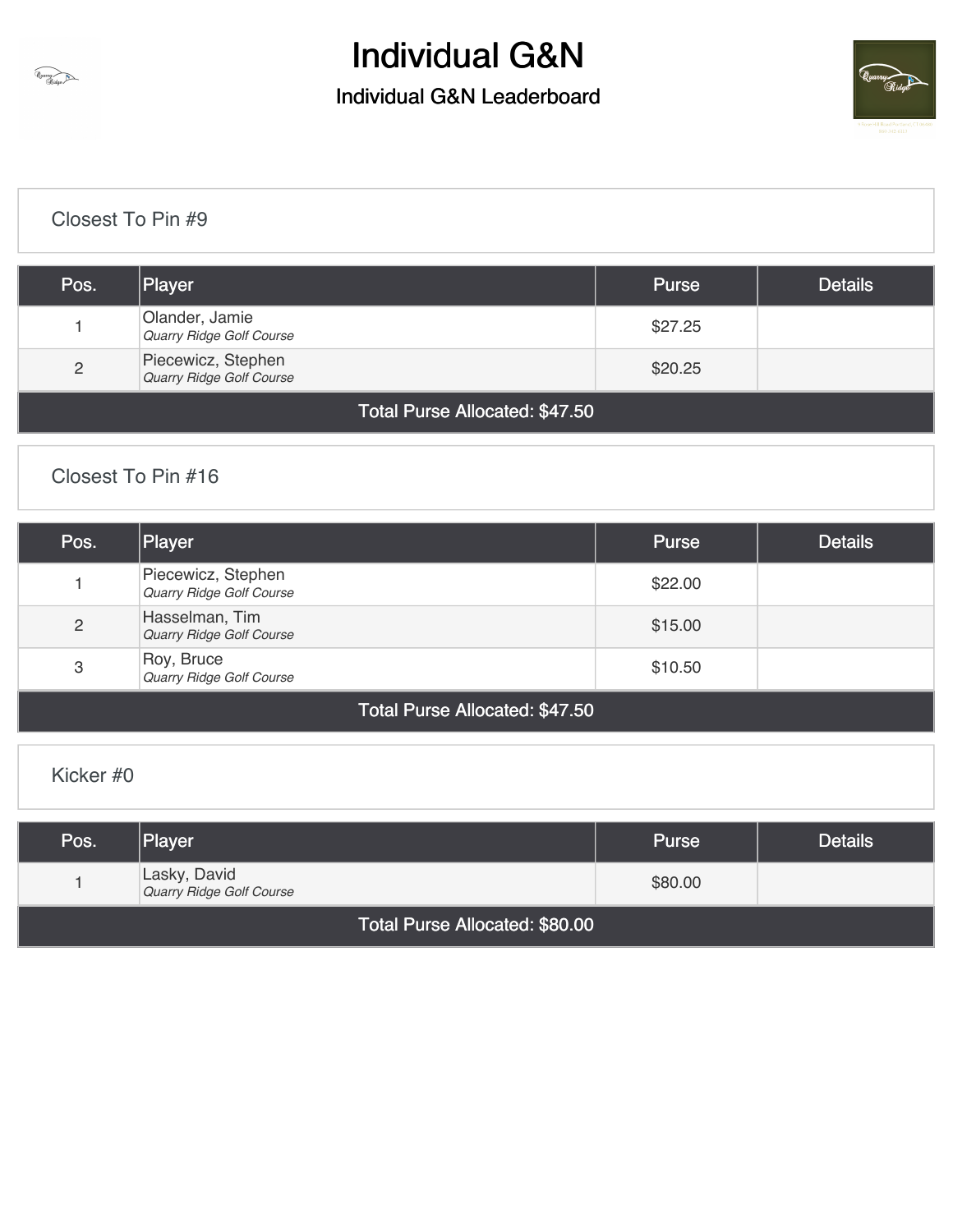# Individual G&N

## Individual G&N Leaderboard

### Closest To Pin #9

| Pos. | Player | Purse | Details |
|---|---|---|---|
| 1 | Olander, Jamie *Quarry Ridge Golf Course* | $27.25 | |
| 2 | Piecewicz, Stephen *Quarry Ridge Golf Course* | $20.25 | |
| Total Purse Allocated: $47.50 | | | |

### Closest To Pin #16

| Pos. | Player | Purse | Details |
|---|---|---|---|
| 1 | Piecewicz, Stephen *Quarry Ridge Golf Course* | $22.00 | |
| 2 | Hasselman, Tim *Quarry Ridge Golf Course* | $15.00 | |
| 3 | Roy, Bruce *Quarry Ridge Golf Course* | $10.50 | |
| Total Purse Allocated: $47.50 | | | |

### Kicker #0

| Pos. | Player | Purse | Details |
|---|---|---|---|
| 1 | Lasky, David *Quarry Ridge Golf Course* | $80.00 | |
| Total Purse Allocated: $80.00 | | | |